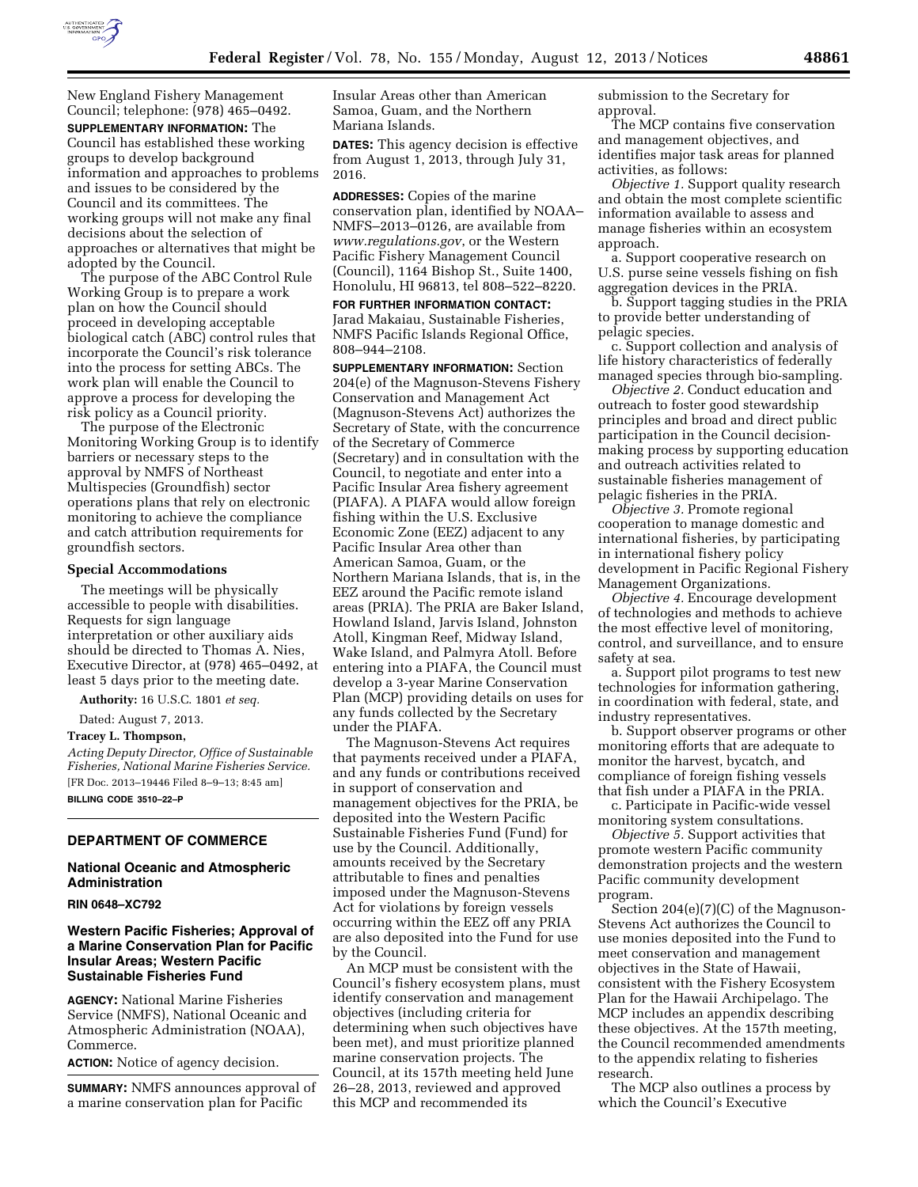New England Fishery Management Council; telephone: (978) 465–0492.

**SUPPLEMENTARY INFORMATION:** The Council has established these working groups to develop background information and approaches to problems and issues to be considered by the Council and its committees. The working groups will not make any final decisions about the selection of approaches or alternatives that might be adopted by the Council.

The purpose of the ABC Control Rule Working Group is to prepare a work plan on how the Council should proceed in developing acceptable biological catch (ABC) control rules that incorporate the Council's risk tolerance into the process for setting ABCs. The work plan will enable the Council to approve a process for developing the risk policy as a Council priority.

The purpose of the Electronic Monitoring Working Group is to identify barriers or necessary steps to the approval by NMFS of Northeast Multispecies (Groundfish) sector operations plans that rely on electronic monitoring to achieve the compliance and catch attribution requirements for groundfish sectors.

### Special Accommodations

The meetings will be physically accessible to people with disabilities. Requests for sign language interpretation or other auxiliary aids should be directed to Thomas A. Nies, Executive Director, at (978) 465–0492, at least 5 days prior to the meeting date.

**Authority:** 16 U.S.C. 1801 *et seq.*

Dated: August 7, 2013.

**Tracey L. Thompson,**

*Acting Deputy Director, Office of Sustainable Fisheries, National Marine Fisheries Service.*

[FR Doc. 2013–19446 Filed 8–9–13; 8:45 am]

**BILLING CODE 3510–22–P**

## DEPARTMENT OF COMMERCE

### National Oceanic and Atmospheric Administration

**RIN 0648–XC792**

### Western Pacific Fisheries; Approval of a Marine Conservation Plan for Pacific Insular Areas; Western Pacific Sustainable Fisheries Fund

**AGENCY:** National Marine Fisheries Service (NMFS), National Oceanic and Atmospheric Administration (NOAA), Commerce.

**ACTION:** Notice of agency decision.

**SUMMARY:** NMFS announces approval of a marine conservation plan for Pacific Insular Areas other than American Samoa, Guam, and the Northern Mariana Islands.

**DATES:** This agency decision is effective from August 1, 2013, through July 31, 2016.

**ADDRESSES:** Copies of the marine conservation plan, identified by NOAA–NMFS–2013–0126, are available from *www.regulations.gov*, or the Western Pacific Fishery Management Council (Council), 1164 Bishop St., Suite 1400, Honolulu, HI 96813, tel 808–522–8220.

**FOR FURTHER INFORMATION CONTACT:** Jarad Makaiau, Sustainable Fisheries, NMFS Pacific Islands Regional Office, 808–944–2108.

**SUPPLEMENTARY INFORMATION:** Section 204(e) of the Magnuson-Stevens Fishery Conservation and Management Act (Magnuson-Stevens Act) authorizes the Secretary of State, with the concurrence of the Secretary of Commerce (Secretary) and in consultation with the Council, to negotiate and enter into a Pacific Insular Area fishery agreement (PIAFA). A PIAFA would allow foreign fishing within the U.S. Exclusive Economic Zone (EEZ) adjacent to any Pacific Insular Area other than American Samoa, Guam, or the Northern Mariana Islands, that is, in the EEZ around the Pacific remote island areas (PRIA). The PRIA are Baker Island, Howland Island, Jarvis Island, Johnston Atoll, Kingman Reef, Midway Island, Wake Island, and Palmyra Atoll. Before entering into a PIAFA, the Council must develop a 3-year Marine Conservation Plan (MCP) providing details on uses for any funds collected by the Secretary under the PIAFA.

The Magnuson-Stevens Act requires that payments received under a PIAFA, and any funds or contributions received in support of conservation and management objectives for the PRIA, be deposited into the Western Pacific Sustainable Fisheries Fund (Fund) for use by the Council. Additionally, amounts received by the Secretary attributable to fines and penalties imposed under the Magnuson-Stevens Act for violations by foreign vessels occurring within the EEZ off any PRIA are also deposited into the Fund for use by the Council.

An MCP must be consistent with the Council's fishery ecosystem plans, must identify conservation and management objectives (including criteria for determining when such objectives have been met), and must prioritize planned marine conservation projects. The Council, at its 157th meeting held June 26–28, 2013, reviewed and approved this MCP and recommended its submission to the Secretary for approval.

The MCP contains five conservation and management objectives, and identifies major task areas for planned activities, as follows:

*Objective 1.* Support quality research and obtain the most complete scientific information available to assess and manage fisheries within an ecosystem approach.

a. Support cooperative research on U.S. purse seine vessels fishing on fish aggregation devices in the PRIA.

b. Support tagging studies in the PRIA to provide better understanding of pelagic species.

c. Support collection and analysis of life history characteristics of federally managed species through bio-sampling.

*Objective 2.* Conduct education and outreach to foster good stewardship principles and broad and direct public participation in the Council decision-making process by supporting education and outreach activities related to sustainable fisheries management of pelagic fisheries in the PRIA.

*Objective 3.* Promote regional cooperation to manage domestic and international fisheries, by participating in international fishery policy development in Pacific Regional Fishery Management Organizations.

*Objective 4.* Encourage development of technologies and methods to achieve the most effective level of monitoring, control, and surveillance, and to ensure safety at sea.

a. Support pilot programs to test new technologies for information gathering, in coordination with federal, state, and industry representatives.

b. Support observer programs or other monitoring efforts that are adequate to monitor the harvest, bycatch, and compliance of foreign fishing vessels that fish under a PIAFA in the PRIA.

c. Participate in Pacific-wide vessel monitoring system consultations.

*Objective 5.* Support activities that promote western Pacific community demonstration projects and the western Pacific community development program.

Section 204(e)(7)(C) of the Magnuson-Stevens Act authorizes the Council to use monies deposited into the Fund to meet conservation and management objectives in the State of Hawaii, consistent with the Fishery Ecosystem Plan for the Hawaii Archipelago. The MCP includes an appendix describing these objectives. At the 157th meeting, the Council recommended amendments to the appendix relating to fisheries research.

The MCP also outlines a process by which the Council's Executive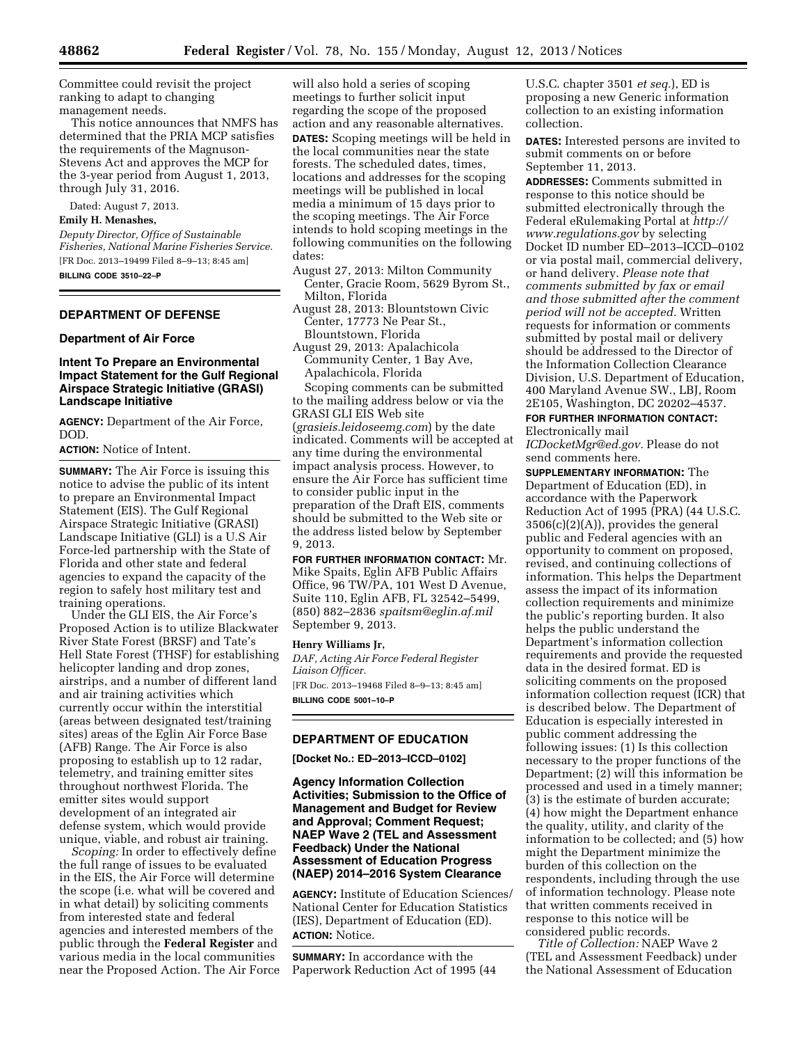Committee could revisit the project ranking to adapt to changing management needs.

This notice announces that NMFS has determined that the PRIA MCP satisfies the requirements of the Magnuson-Stevens Act and approves the MCP for the 3-year period from August 1, 2013, through July 31, 2016.

Dated: August 7, 2013.

**Emily H. Menashes,**

*Deputy Director, Office of Sustainable Fisheries, National Marine Fisheries Service.*

[FR Doc. 2013–19499 Filed 8–9–13; 8:45 am]

**BILLING CODE 3510–22–P**

## DEPARTMENT OF DEFENSE

### Department of Air Force

### Intent To Prepare an Environmental Impact Statement for the Gulf Regional Airspace Strategic Initiative (GRASI) Landscape Initiative

**AGENCY:** Department of the Air Force, DOD.

**ACTION:** Notice of Intent.

**SUMMARY:** The Air Force is issuing this notice to advise the public of its intent to prepare an Environmental Impact Statement (EIS). The Gulf Regional Airspace Strategic Initiative (GRASI) Landscape Initiative (GLI) is a U.S Air Force-led partnership with the State of Florida and other state and federal agencies to expand the capacity of the region to safely host military test and training operations.

Under the GLI EIS, the Air Force's Proposed Action is to utilize Blackwater River State Forest (BRSF) and Tate's Hell State Forest (THSF) for establishing helicopter landing and drop zones, airstrips, and a number of different land and air training activities which currently occur within the interstitial (areas between designated test/training sites) areas of the Eglin Air Force Base (AFB) Range. The Air Force is also proposing to establish up to 12 radar, telemetry, and training emitter sites throughout northwest Florida. The emitter sites would support development of an integrated air defense system, which would provide unique, viable, and robust air training.

*Scoping:* In order to effectively define the full range of issues to be evaluated in the EIS, the Air Force will determine the scope (i.e. what will be covered and in what detail) by soliciting comments from interested state and federal agencies and interested members of the public through the **Federal Register** and various media in the local communities near the Proposed Action. The Air Force will also hold a series of scoping meetings to further solicit input regarding the scope of the proposed action and any reasonable alternatives.

**DATES:** Scoping meetings will be held in the local communities near the state forests. The scheduled dates, times, locations and addresses for the scoping meetings will be published in local media a minimum of 15 days prior to the scoping meetings. The Air Force intends to hold scoping meetings in the following communities on the following dates:

August 27, 2013: Milton Community Center, Gracie Room, 5629 Byrom St., Milton, Florida

August 28, 2013: Blountstown Civic Center, 17773 Ne Pear St., Blountstown, Florida

August 29, 2013: Apalachicola Community Center, 1 Bay Ave, Apalachicola, Florida

Scoping comments can be submitted to the mailing address below or via the GRASI GLI EIS Web site (*grasieis.leidoseemg.com*) by the date indicated. Comments will be accepted at any time during the environmental impact analysis process. However, to ensure the Air Force has sufficient time to consider public input in the preparation of the Draft EIS, comments should be submitted to the Web site or the address listed below by September 9, 2013.

**FOR FURTHER INFORMATION CONTACT:** Mr. Mike Spaits, Eglin AFB Public Affairs Office, 96 TW/PA, 101 West D Avenue, Suite 110, Eglin AFB, FL 32542–5499, (850) 882–2836 *spaitsm@eglin.af.mil* September 9, 2013.

**Henry Williams Jr,**

*DAF, Acting Air Force Federal Register Liaison Officer.*

[FR Doc. 2013–19468 Filed 8–9–13; 8:45 am]

**BILLING CODE 5001–10–P**

## DEPARTMENT OF EDUCATION

**[Docket No.: ED–2013–ICCD–0102]**

### Agency Information Collection Activities; Submission to the Office of Management and Budget for Review and Approval; Comment Request; NAEP Wave 2 (TEL and Assessment Feedback) Under the National Assessment of Education Progress (NAEP) 2014–2016 System Clearance

**AGENCY:** Institute of Education Sciences/National Center for Education Statistics (IES), Department of Education (ED).

**ACTION:** Notice.

**SUMMARY:** In accordance with the Paperwork Reduction Act of 1995 (44 U.S.C. chapter 3501 *et seq.*), ED is proposing a new Generic information collection to an existing information collection.

**DATES:** Interested persons are invited to submit comments on or before September 11, 2013.

**ADDRESSES:** Comments submitted in response to this notice should be submitted electronically through the Federal eRulemaking Portal at *http://www.regulations.gov* by selecting Docket ID number ED–2013–ICCD–0102 or via postal mail, commercial delivery, or hand delivery. *Please note that comments submitted by fax or email and those submitted after the comment period will not be accepted.* Written requests for information or comments submitted by postal mail or delivery should be addressed to the Director of the Information Collection Clearance Division, U.S. Department of Education, 400 Maryland Avenue SW., LBJ, Room 2E105, Washington, DC 20202–4537.

**FOR FURTHER INFORMATION CONTACT:** Electronically mail *ICDocketMgr@ed.gov.* Please do not send comments here.

**SUPPLEMENTARY INFORMATION:** The Department of Education (ED), in accordance with the Paperwork Reduction Act of 1995 (PRA) (44 U.S.C. 3506(c)(2)(A)), provides the general public and Federal agencies with an opportunity to comment on proposed, revised, and continuing collections of information. This helps the Department assess the impact of its information collection requirements and minimize the public's reporting burden. It also helps the public understand the Department's information collection requirements and provide the requested data in the desired format. ED is soliciting comments on the proposed information collection request (ICR) that is described below. The Department of Education is especially interested in public comment addressing the following issues: (1) Is this collection necessary to the proper functions of the Department; (2) will this information be processed and used in a timely manner; (3) is the estimate of burden accurate; (4) how might the Department enhance the quality, utility, and clarity of the information to be collected; and (5) how might the Department minimize the burden of this collection on the respondents, including through the use of information technology. Please note that written comments received in response to this notice will be considered public records.

*Title of Collection:* NAEP Wave 2 (TEL and Assessment Feedback) under the National Assessment of Education